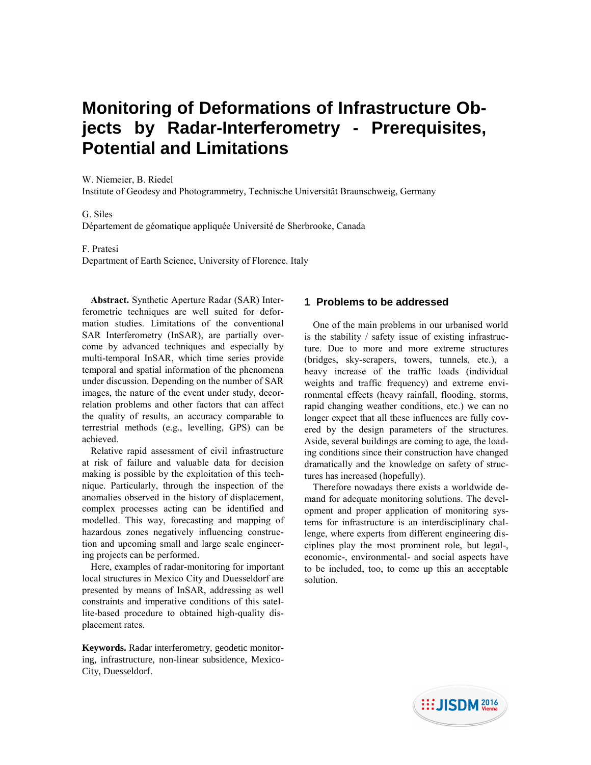# Monitoring of Deformations of Infrastructure Objects by Radar-Interferometry - Prerequisites, Potential and Limitations

W. Niemeier, B. Riedel
Institute of Geodesy and Photogrammetry, Technische Universität Braunschweig, Germany

G. Siles
Département de géomatique appliquée Université de Sherbrooke, Canada

F. Pratesi
Department of Earth Science, University of Florence. Italy

**Abstract.** Synthetic Aperture Radar (SAR) Interferometric techniques are well suited for deformation studies. Limitations of the conventional SAR Interferometry (InSAR), are partially overcome by advanced techniques and especially by multi-temporal InSAR, which time series provide temporal and spatial information of the phenomena under discussion. Depending on the number of SAR images, the nature of the event under study, decorrelation problems and other factors that can affect the quality of results, an accuracy comparable to terrestrial methods (e.g., levelling, GPS) can be achieved.

Relative rapid assessment of civil infrastructure at risk of failure and valuable data for decision making is possible by the exploitation of this technique. Particularly, through the inspection of the anomalies observed in the history of displacement, complex processes acting can be identified and modelled. This way, forecasting and mapping of hazardous zones negatively influencing construction and upcoming small and large scale engineering projects can be performed.

Here, examples of radar-monitoring for important local structures in Mexico City and Duesseldorf are presented by means of InSAR, addressing as well constraints and imperative conditions of this satellite-based procedure to obtained high-quality displacement rates.

**Keywords.** Radar interferometry, geodetic monitoring, infrastructure, non-linear subsidence, Mexico-City, Duesseldorf.

## 1 Problems to be addressed

One of the main problems in our urbanised world is the stability / safety issue of existing infrastructure. Due to more and more extreme structures (bridges, sky-scrapers, towers, tunnels, etc.), a heavy increase of the traffic loads (individual weights and traffic frequency) and extreme environmental effects (heavy rainfall, flooding, storms, rapid changing weather conditions, etc.) we can no longer expect that all these influences are fully covered by the design parameters of the structures. Aside, several buildings are coming to age, the loading conditions since their construction have changed dramatically and the knowledge on safety of structures has increased (hopefully).

Therefore nowadays there exists a worldwide demand for adequate monitoring solutions. The development and proper application of monitoring systems for infrastructure is an interdisciplinary challenge, where experts from different engineering disciplines play the most prominent role, but legal-, economic-, environmental- and social aspects have to be included, too, to come up this an acceptable solution.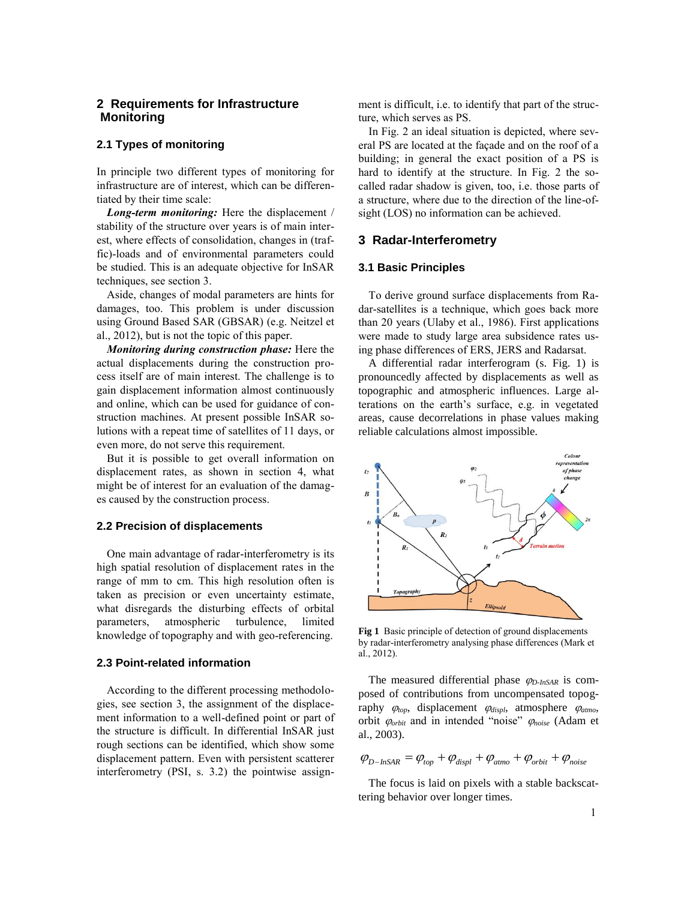## 2 Requirements for Infrastructure Monitoring

### 2.1 Types of monitoring

In principle two different types of monitoring for infrastructure are of interest, which can be differentiated by their time scale:

***Long-term monitoring:*** Here the displacement / stability of the structure over years is of main interest, where effects of consolidation, changes in (traffic)-loads and of environmental parameters could be studied. This is an adequate objective for InSAR techniques, see section 3.

Aside, changes of modal parameters are hints for damages, too. This problem is under discussion using Ground Based SAR (GBSAR) (e.g. Neitzel et al., 2012), but is not the topic of this paper.

***Monitoring during construction phase:*** Here the actual displacements during the construction process itself are of main interest. The challenge is to gain displacement information almost continuously and online, which can be used for guidance of construction machines. At present possible InSAR solutions with a repeat time of satellites of 11 days, or even more, do not serve this requirement.

But it is possible to get overall information on displacement rates, as shown in section 4, what might be of interest for an evaluation of the damages caused by the construction process.

### 2.2 Precision of displacements

One main advantage of radar-interferometry is its high spatial resolution of displacement rates in the range of mm to cm. This high resolution often is taken as precision or even uncertainty estimate, what disregards the disturbing effects of orbital parameters, atmospheric turbulence, limited knowledge of topography and with geo-referencing.

### 2.3 Point-related information

According to the different processing methodologies, see section 3, the assignment of the displacement information to a well-defined point or part of the structure is difficult. In differential InSAR just rough sections can be identified, which show some displacement pattern. Even with persistent scatterer interferometry (PSI, s. 3.2) the pointwise assignment is difficult, i.e. to identify that part of the structure, which serves as PS.

In Fig. 2 an ideal situation is depicted, where several PS are located at the façade and on the roof of a building; in general the exact position of a PS is hard to identify at the structure. In Fig. 2 the so-called radar shadow is given, too, i.e. those parts of a structure, where due to the direction of the line-of-sight (LOS) no information can be achieved.

## 3 Radar-Interferometry

### 3.1 Basic Principles

To derive ground surface displacements from Radar-satellites is a technique, which goes back more than 20 years (Ulaby et al., 1986). First applications were made to study large area subsidence rates using phase differences of ERS, JERS and Radarsat.

A differential radar interferogram (s. Fig. 1) is pronouncedly affected by displacements as well as topographic and atmospheric influences. Large alterations on the earth's surface, e.g. in vegetated areas, cause decorrelations in phase values making reliable calculations almost impossible.

**Fig 1** Basic principle of detection of ground displacements by radar-interferometry analysing phase differences (Mark et al., 2012).

The measured differential phase $\varphi_{D\text{-}InSAR}$ is composed of contributions from uncompensated topography $\varphi_{top}$, displacement $\varphi_{displ}$, atmosphere $\varphi_{atmo}$, orbit $\varphi_{orbit}$ and in intended "noise" $\varphi_{noise}$ (Adam et al., 2003).

$$\varphi_{D-InSAR} = \varphi_{top} + \varphi_{displ} + \varphi_{atmo} + \varphi_{orbit} + \varphi_{noise}$$

The focus is laid on pixels with a stable backscattering behavior over longer times.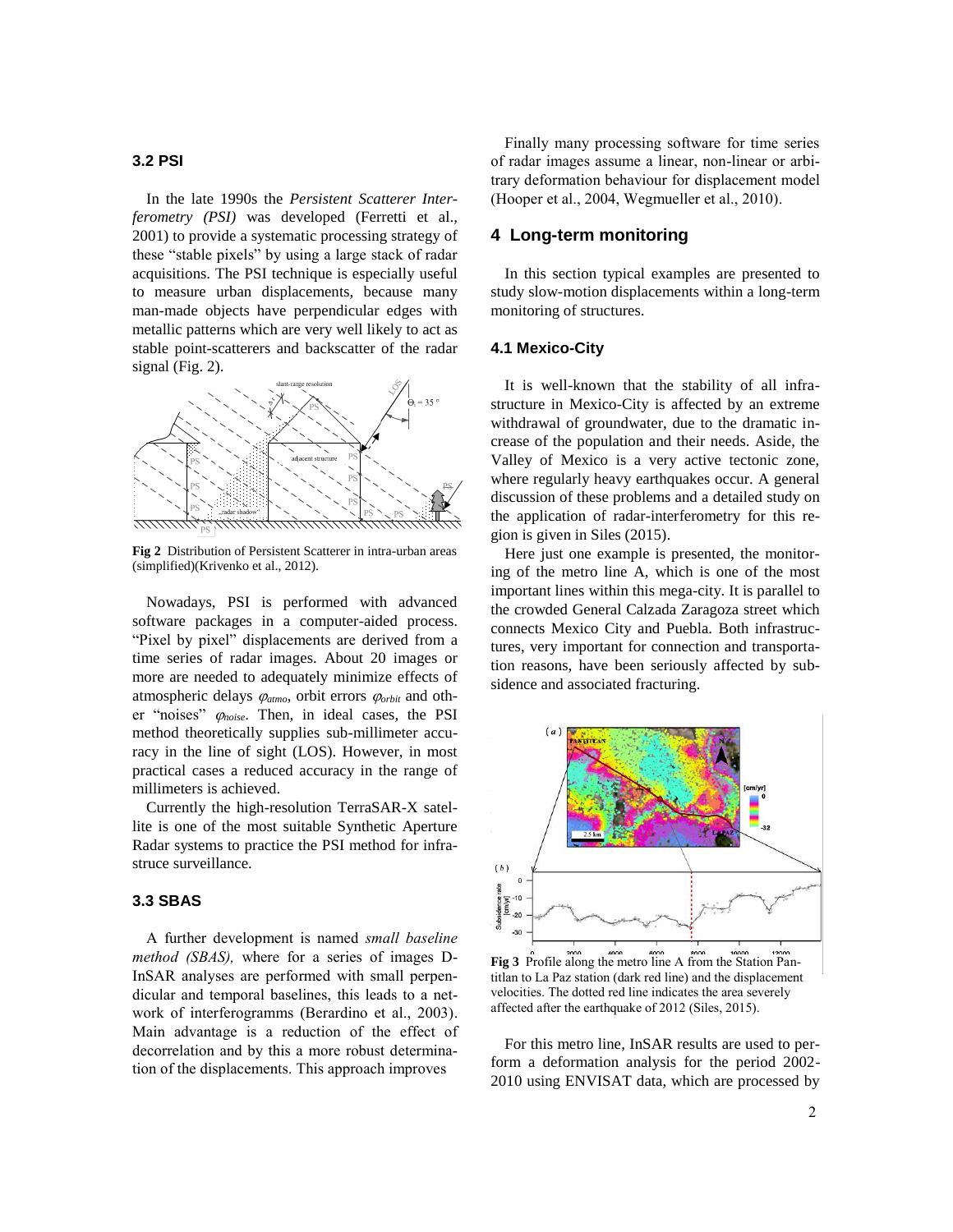### 3.2 PSI

In the late 1990s the *Persistent Scatterer Interferometry (PSI)* was developed (Ferretti et al., 2001) to provide a systematic processing strategy of these "stable pixels" by using a large stack of radar acquisitions. The PSI technique is especially useful to measure urban displacements, because many man-made objects have perpendicular edges with metallic patterns which are very well likely to act as stable point-scatterers and backscatter of the radar signal (Fig. 2).

**Fig 2** Distribution of Persistent Scatterer in intra-urban areas (simplified)(Krivenko et al., 2012).

Nowadays, PSI is performed with advanced software packages in a computer-aided process. "Pixel by pixel" displacements are derived from a time series of radar images. About 20 images or more are needed to adequately minimize effects of atmospheric delays $\varphi_{atmo}$, orbit errors $\varphi_{orbit}$ and other "noises" $\varphi_{noise}$. Then, in ideal cases, the PSI method theoretically supplies sub-millimeter accuracy in the line of sight (LOS). However, in most practical cases a reduced accuracy in the range of millimeters is achieved.

Currently the high-resolution TerraSAR-X satellite is one of the most suitable Synthetic Aperture Radar systems to practice the PSI method for infrastruce surveillance.

### 3.3 SBAS

A further development is named *small baseline method (SBAS),* where for a series of images D-InSAR analyses are performed with small perpendicular and temporal baselines, this leads to a network of interferogramms (Berardino et al., 2003). Main advantage is a reduction of the effect of decorrelation and by this a more robust determination of the displacements. This approach improves

Finally many processing software for time series of radar images assume a linear, non-linear or arbitrary deformation behaviour for displacement model (Hooper et al., 2004, Wegmueller et al., 2010).

## 4 Long-term monitoring

In this section typical examples are presented to study slow-motion displacements within a long-term monitoring of structures.

### 4.1 Mexico-City

It is well-known that the stability of all infrastructure in Mexico-City is affected by an extreme withdrawal of groundwater, due to the dramatic increase of the population and their needs. Aside, the Valley of Mexico is a very active tectonic zone, where regularly heavy earthquakes occur. A general discussion of these problems and a detailed study on the application of radar-interferometry for this region is given in Siles (2015).

Here just one example is presented, the monitoring of the metro line A, which is one of the most important lines within this mega-city. It is parallel to the crowded General Calzada Zaragoza street which connects Mexico City and Puebla. Both infrastructures, very important for connection and transportation reasons, have been seriously affected by subsidence and associated fracturing.

**Fig 3** Profile along the metro line A from the Station Pantitlan to La Paz station (dark red line) and the displacement velocities. The dotted red line indicates the area severely affected after the earthquake of 2012 (Siles, 2015).

For this metro line, InSAR results are used to perform a deformation analysis for the period 2002-2010 using ENVISAT data, which are processed by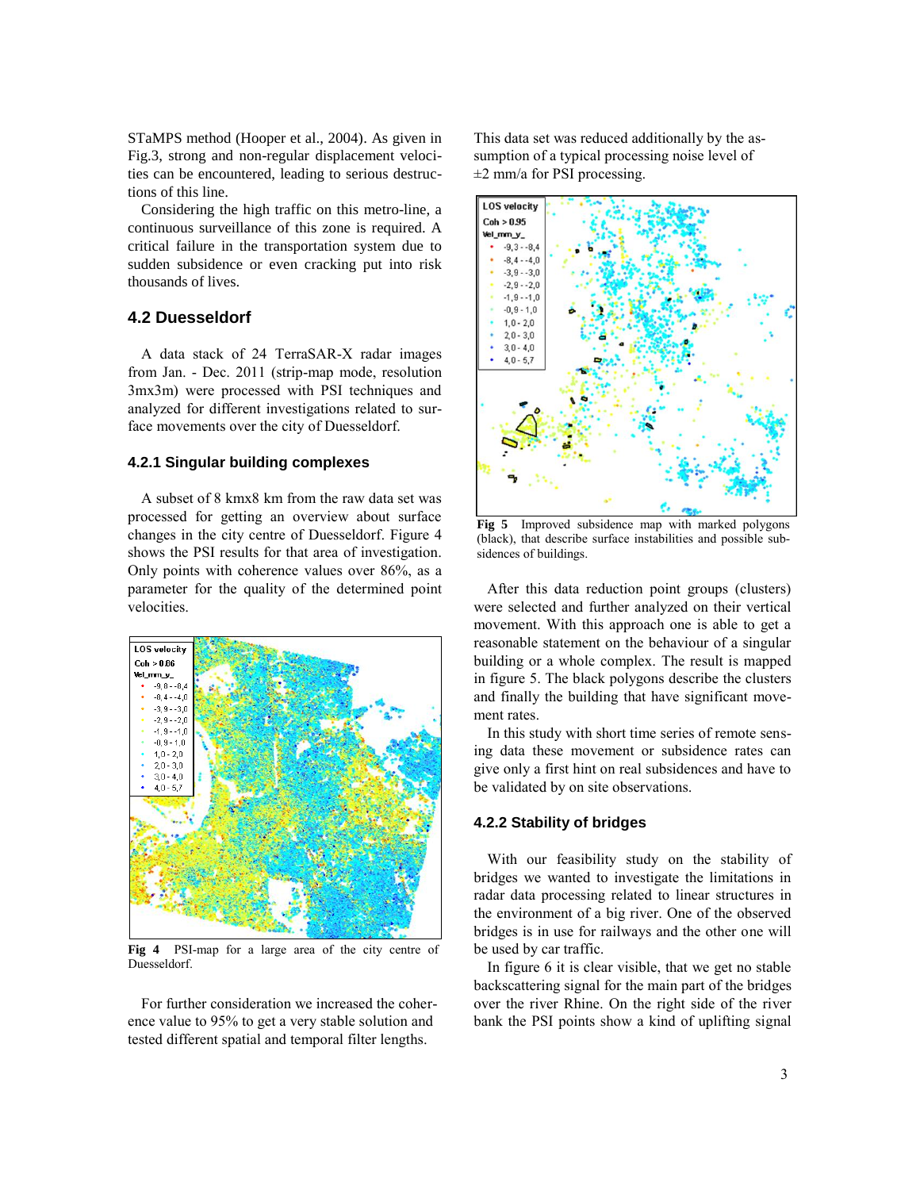STaMPS method (Hooper et al., 2004). As given in Fig.3, strong and non-regular displacement velocities can be encountered, leading to serious destructions of this line.

Considering the high traffic on this metro-line, a continuous surveillance of this zone is required. A critical failure in the transportation system due to sudden subsidence or even cracking put into risk thousands of lives.

## 4.2 Duesseldorf

A data stack of 24 TerraSAR-X radar images from Jan. - Dec. 2011 (strip-map mode, resolution 3mx3m) were processed with PSI techniques and analyzed for different investigations related to surface movements over the city of Duesseldorf.

### 4.2.1 Singular building complexes

A subset of 8 kmx8 km from the raw data set was processed for getting an overview about surface changes in the city centre of Duesseldorf. Figure 4 shows the PSI results for that area of investigation. Only points with coherence values over 86%, as a parameter for the quality of the determined point velocities.

**Fig 4** PSI-map for a large area of the city centre of Duesseldorf.

For further consideration we increased the coherence value to 95% to get a very stable solution and tested different spatial and temporal filter lengths. This data set was reduced additionally by the assumption of a typical processing noise level of ±2 mm/a for PSI processing.

**Fig 5** Improved subsidence map with marked polygons (black), that describe surface instabilities and possible subsidences of buildings.

After this data reduction point groups (clusters) were selected and further analyzed on their vertical movement. With this approach one is able to get a reasonable statement on the behaviour of a singular building or a whole complex. The result is mapped in figure 5. The black polygons describe the clusters and finally the building that have significant movement rates.

In this study with short time series of remote sensing data these movement or subsidence rates can give only a first hint on real subsidences and have to be validated by on site observations.

### 4.2.2 Stability of bridges

With our feasibility study on the stability of bridges we wanted to investigate the limitations in radar data processing related to linear structures in the environment of a big river. One of the observed bridges is in use for railways and the other one will be used by car traffic.

In figure 6 it is clear visible, that we get no stable backscattering signal for the main part of the bridges over the river Rhine. On the right side of the river bank the PSI points show a kind of uplifting signal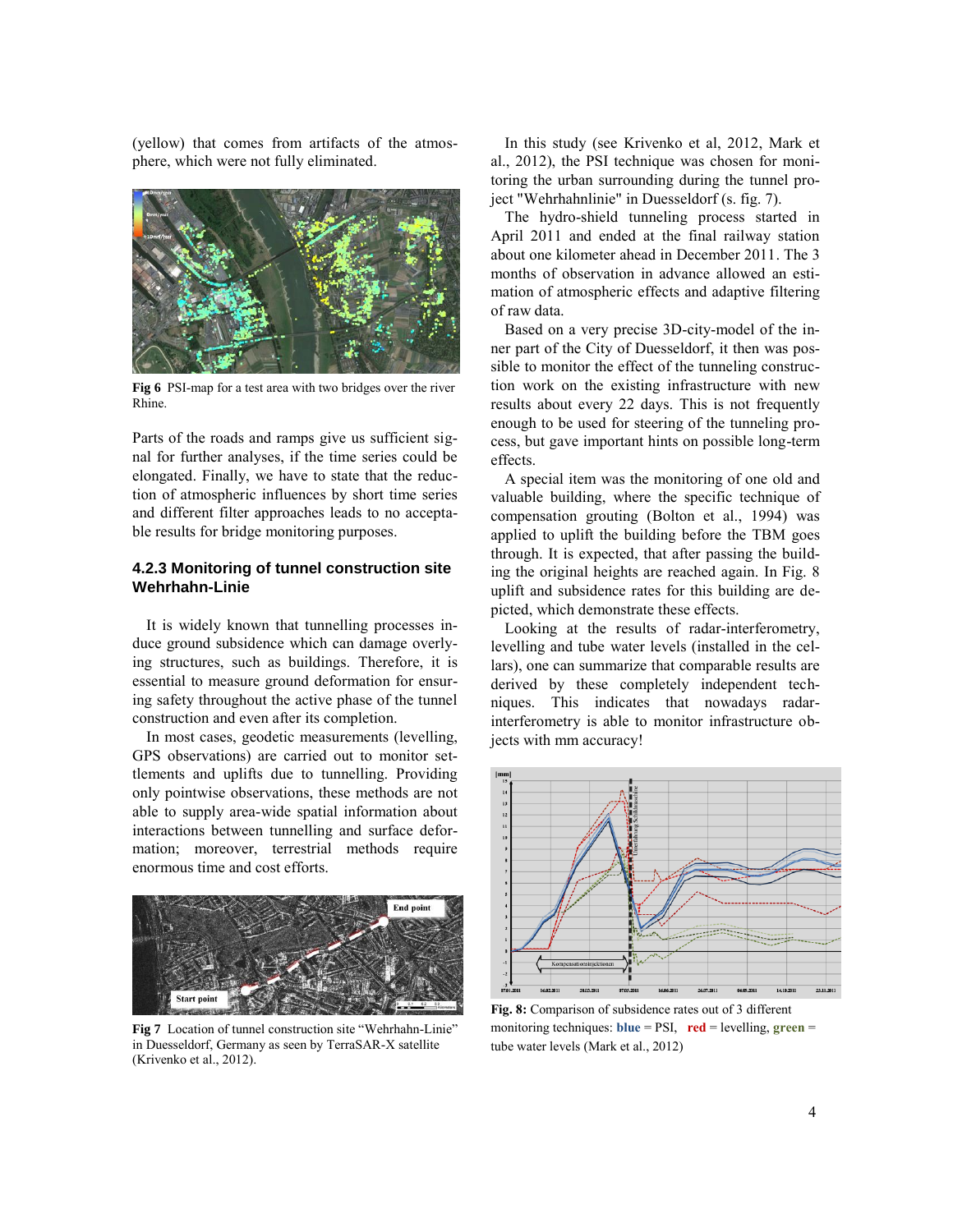(yellow) that comes from artifacts of the atmosphere, which were not fully eliminated.

**Fig 6** PSI-map for a test area with two bridges over the river Rhine.

Parts of the roads and ramps give us sufficient signal for further analyses, if the time series could be elongated. Finally, we have to state that the reduction of atmospheric influences by short time series and different filter approaches leads to no acceptable results for bridge monitoring purposes.

### 4.2.3 Monitoring of tunnel construction site Wehrhahn-Linie

It is widely known that tunnelling processes induce ground subsidence which can damage overlying structures, such as buildings. Therefore, it is essential to measure ground deformation for ensuring safety throughout the active phase of the tunnel construction and even after its completion.

In most cases, geodetic measurements (levelling, GPS observations) are carried out to monitor settlements and uplifts due to tunnelling. Providing only pointwise observations, these methods are not able to supply area-wide spatial information about interactions between tunnelling and surface deformation; moreover, terrestrial methods require enormous time and cost efforts.

**Fig 7** Location of tunnel construction site "Wehrhahn-Linie" in Duesseldorf, Germany as seen by TerraSAR-X satellite (Krivenko et al., 2012).

In this study (see Krivenko et al, 2012, Mark et al., 2012), the PSI technique was chosen for monitoring the urban surrounding during the tunnel project "Wehrhahnlinie" in Duesseldorf (s. fig. 7).

The hydro-shield tunneling process started in April 2011 and ended at the final railway station about one kilometer ahead in December 2011. The 3 months of observation in advance allowed an estimation of atmospheric effects and adaptive filtering of raw data.

Based on a very precise 3D-city-model of the inner part of the City of Duesseldorf, it then was possible to monitor the effect of the tunneling construction work on the existing infrastructure with new results about every 22 days. This is not frequently enough to be used for steering of the tunneling process, but gave important hints on possible long-term effects.

A special item was the monitoring of one old and valuable building, where the specific technique of compensation grouting (Bolton et al., 1994) was applied to uplift the building before the TBM goes through. It is expected, that after passing the building the original heights are reached again. In Fig. 8 uplift and subsidence rates for this building are depicted, which demonstrate these effects.

Looking at the results of radar-interferometry, levelling and tube water levels (installed in the cellars), one can summarize that comparable results are derived by these completely independent techniques. This indicates that nowadays radar-interferometry is able to monitor infrastructure objects with mm accuracy!

**Fig. 8:** Comparison of subsidence rates out of 3 different monitoring techniques: **blue** = PSI, **red** = levelling, **green** = tube water levels (Mark et al., 2012)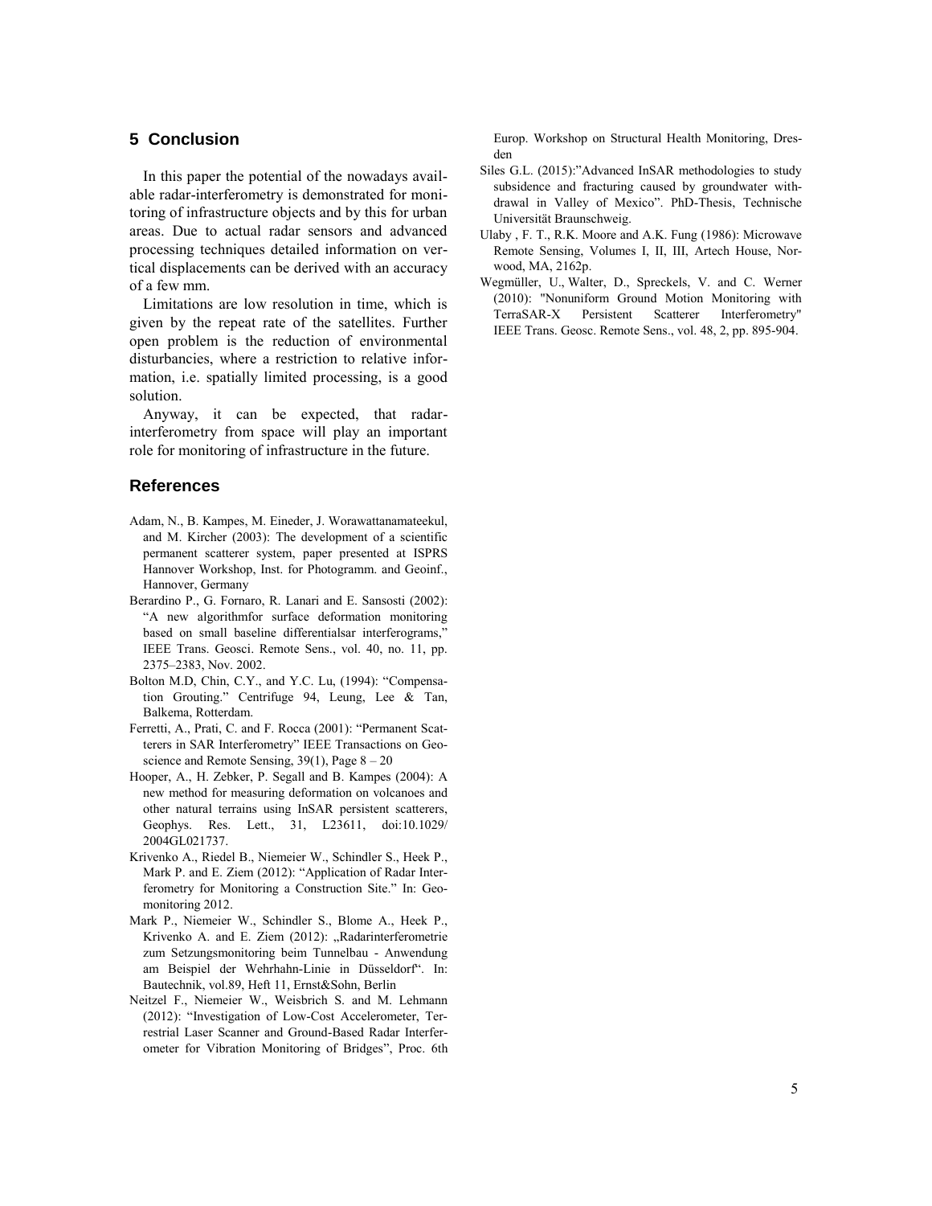## 5 Conclusion

In this paper the potential of the nowadays available radar-interferometry is demonstrated for monitoring of infrastructure objects and by this for urban areas. Due to actual radar sensors and advanced processing techniques detailed information on vertical displacements can be derived with an accuracy of a few mm.

Limitations are low resolution in time, which is given by the repeat rate of the satellites. Further open problem is the reduction of environmental disturbancies, where a restriction to relative information, i.e. spatially limited processing, is a good solution.

Anyway, it can be expected, that radar-interferometry from space will play an important role for monitoring of infrastructure in the future.

## References

Adam, N., B. Kampes, M. Eineder, J. Worawattanamateekul, and M. Kircher (2003): The development of a scientific permanent scatterer system, paper presented at ISPRS Hannover Workshop, Inst. for Photogramm. and Geoinf., Hannover, Germany

Berardino P., G. Fornaro, R. Lanari and E. Sansosti (2002): "A new algorithmfor surface deformation monitoring based on small baseline differentialsar interferograms," IEEE Trans. Geosci. Remote Sens., vol. 40, no. 11, pp. 2375–2383, Nov. 2002.

Bolton M.D, Chin, C.Y., and Y.C. Lu, (1994): "Compensation Grouting." Centrifuge 94, Leung, Lee & Tan, Balkema, Rotterdam.

Ferretti, A., Prati, C. and F. Rocca (2001): "Permanent Scatterers in SAR Interferometry" IEEE Transactions on Geoscience and Remote Sensing, 39(1), Page 8 – 20

Hooper, A., H. Zebker, P. Segall and B. Kampes (2004): A new method for measuring deformation on volcanoes and other natural terrains using InSAR persistent scatterers, Geophys. Res. Lett., 31, L23611, doi:10.1029/2004GL021737.

Krivenko A., Riedel B., Niemeier W., Schindler S., Heek P., Mark P. and E. Ziem (2012): "Application of Radar Interferometry for Monitoring a Construction Site." In: Geomonitoring 2012.

Mark P., Niemeier W., Schindler S., Blome A., Heek P., Krivenko A. and E. Ziem (2012): „Radarinterferometrie zum Setzungsmonitoring beim Tunnelbau - Anwendung am Beispiel der Wehrhahn-Linie in Düsseldorf". In: Bautechnik, vol.89, Heft 11, Ernst&Sohn, Berlin

Neitzel F., Niemeier W., Weisbrich S. and M. Lehmann (2012): "Investigation of Low-Cost Accelerometer, Terrestrial Laser Scanner and Ground-Based Radar Interferometer for Vibration Monitoring of Bridges", Proc. 6th Europ. Workshop on Structural Health Monitoring, Dresden

Siles G.L. (2015):"Advanced InSAR methodologies to study subsidence and fracturing caused by groundwater withdrawal in Valley of Mexico". PhD-Thesis, Technische Universität Braunschweig.

Ulaby , F. T., R.K. Moore and A.K. Fung (1986): Microwave Remote Sensing, Volumes I, II, III, Artech House, Norwood, MA, 2162p.

Wegmüller, U., Walter, D., Spreckels, V. and C. Werner (2010): "Nonuniform Ground Motion Monitoring with TerraSAR-X Persistent Scatterer Interferometry" IEEE Trans. Geosc. Remote Sens., vol. 48, 2, pp. 895-904.